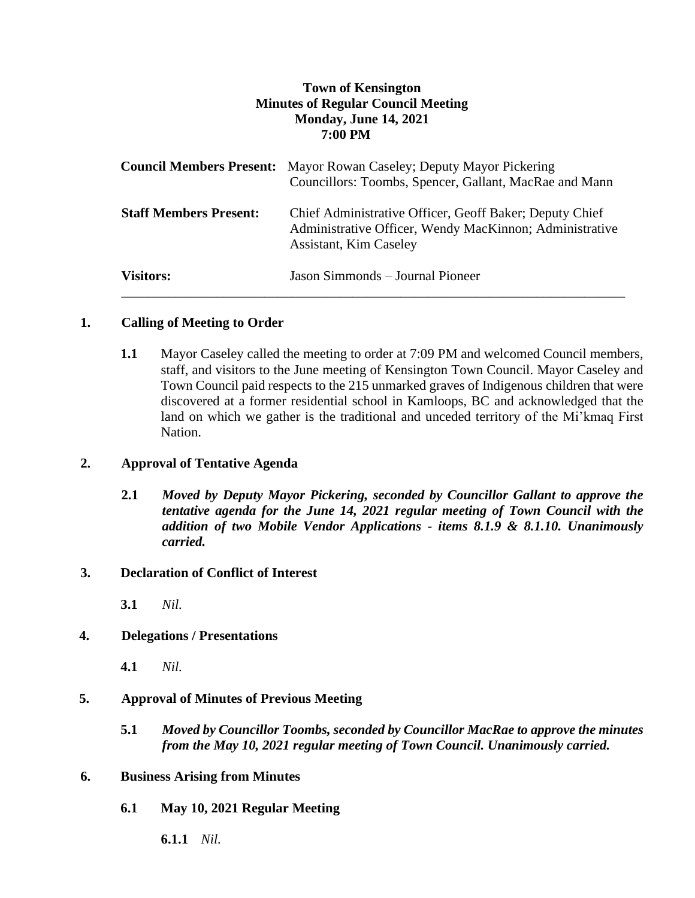**Town of Kensington**
**Minutes of Regular Council Meeting**
**Monday, June 14, 2021**
**7:00 PM**

| | |
|---|---|
| **Council Members Present:** | Mayor Rowan Caseley; Deputy Mayor Pickering Councillors: Toombs, Spencer, Gallant, MacRae and Mann |
| **Staff Members Present:** | Chief Administrative Officer, Geoff Baker; Deputy Chief Administrative Officer, Wendy MacKinnon; Administrative Assistant, Kim Caseley |
| **Visitors:** | Jason Simmonds – Journal Pioneer |

---

## 1. Calling of Meeting to Order

**1.1** Mayor Caseley called the meeting to order at 7:09 PM and welcomed Council members, staff, and visitors to the June meeting of Kensington Town Council. Mayor Caseley and Town Council paid respects to the 215 unmarked graves of Indigenous children that were discovered at a former residential school in Kamloops, BC and acknowledged that the land on which we gather is the traditional and unceded territory of the Mi'kmaq First Nation.

## 2. Approval of Tentative Agenda

**2.1** ***Moved by Deputy Mayor Pickering, seconded by Councillor Gallant to approve the tentative agenda for the June 14, 2021 regular meeting of Town Council with the addition of two Mobile Vendor Applications - items 8.1.9 & 8.1.10. Unanimously carried.***

## 3. Declaration of Conflict of Interest

**3.1** *Nil.*

## 4. Delegations / Presentations

**4.1** *Nil.*

## 5. Approval of Minutes of Previous Meeting

**5.1** ***Moved by Councillor Toombs, seconded by Councillor MacRae to approve the minutes from the May 10, 2021 regular meeting of Town Council. Unanimously carried.***

## 6. Business Arising from Minutes

### 6.1 May 10, 2021 Regular Meeting

**6.1.1** *Nil.*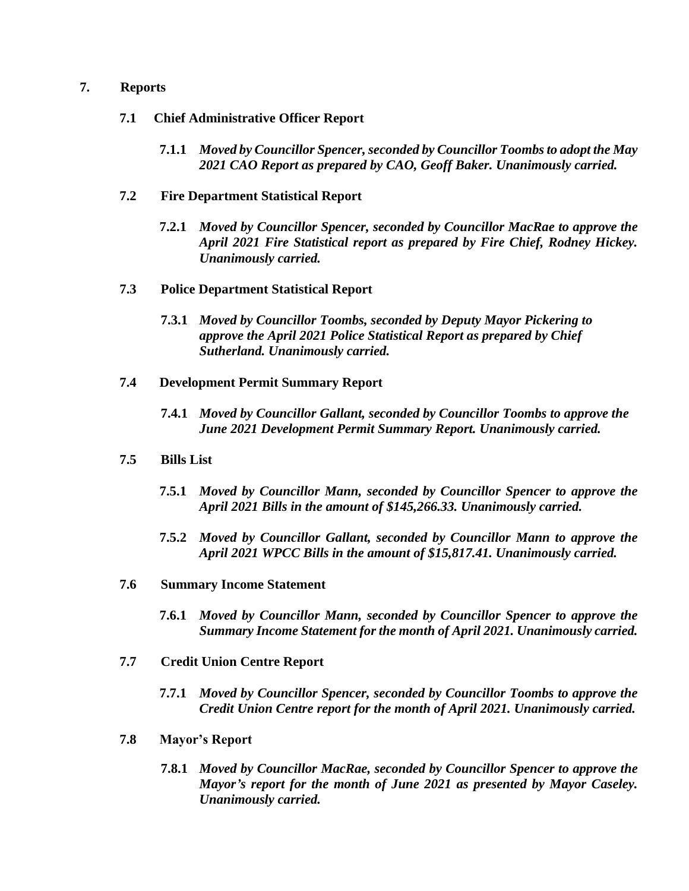## 7. Reports

### 7.1 Chief Administrative Officer Report

**7.1.1** ***Moved by Councillor Spencer, seconded by Councillor Toombs to adopt the May 2021 CAO Report as prepared by CAO, Geoff Baker. Unanimously carried.***

### 7.2 Fire Department Statistical Report

**7.2.1** ***Moved by Councillor Spencer, seconded by Councillor MacRae to approve the April 2021 Fire Statistical report as prepared by Fire Chief, Rodney Hickey. Unanimously carried.***

### 7.3 Police Department Statistical Report

**7.3.1** ***Moved by Councillor Toombs, seconded by Deputy Mayor Pickering to approve the April 2021 Police Statistical Report as prepared by Chief Sutherland. Unanimously carried.***

### 7.4 Development Permit Summary Report

**7.4.1** ***Moved by Councillor Gallant, seconded by Councillor Toombs to approve the June 2021 Development Permit Summary Report. Unanimously carried.***

### 7.5 Bills List

**7.5.1** ***Moved by Councillor Mann, seconded by Councillor Spencer to approve the April 2021 Bills in the amount of $145,266.33. Unanimously carried.***

**7.5.2** ***Moved by Councillor Gallant, seconded by Councillor Mann to approve the April 2021 WPCC Bills in the amount of $15,817.41. Unanimously carried.***

### 7.6 Summary Income Statement

**7.6.1** ***Moved by Councillor Mann, seconded by Councillor Spencer to approve the Summary Income Statement for the month of April 2021. Unanimously carried.***

### 7.7 Credit Union Centre Report

**7.7.1** ***Moved by Councillor Spencer, seconded by Councillor Toombs to approve the Credit Union Centre report for the month of April 2021. Unanimously carried.***

### 7.8 Mayor's Report

**7.8.1** ***Moved by Councillor MacRae, seconded by Councillor Spencer to approve the Mayor's report for the month of June 2021 as presented by Mayor Caseley. Unanimously carried.***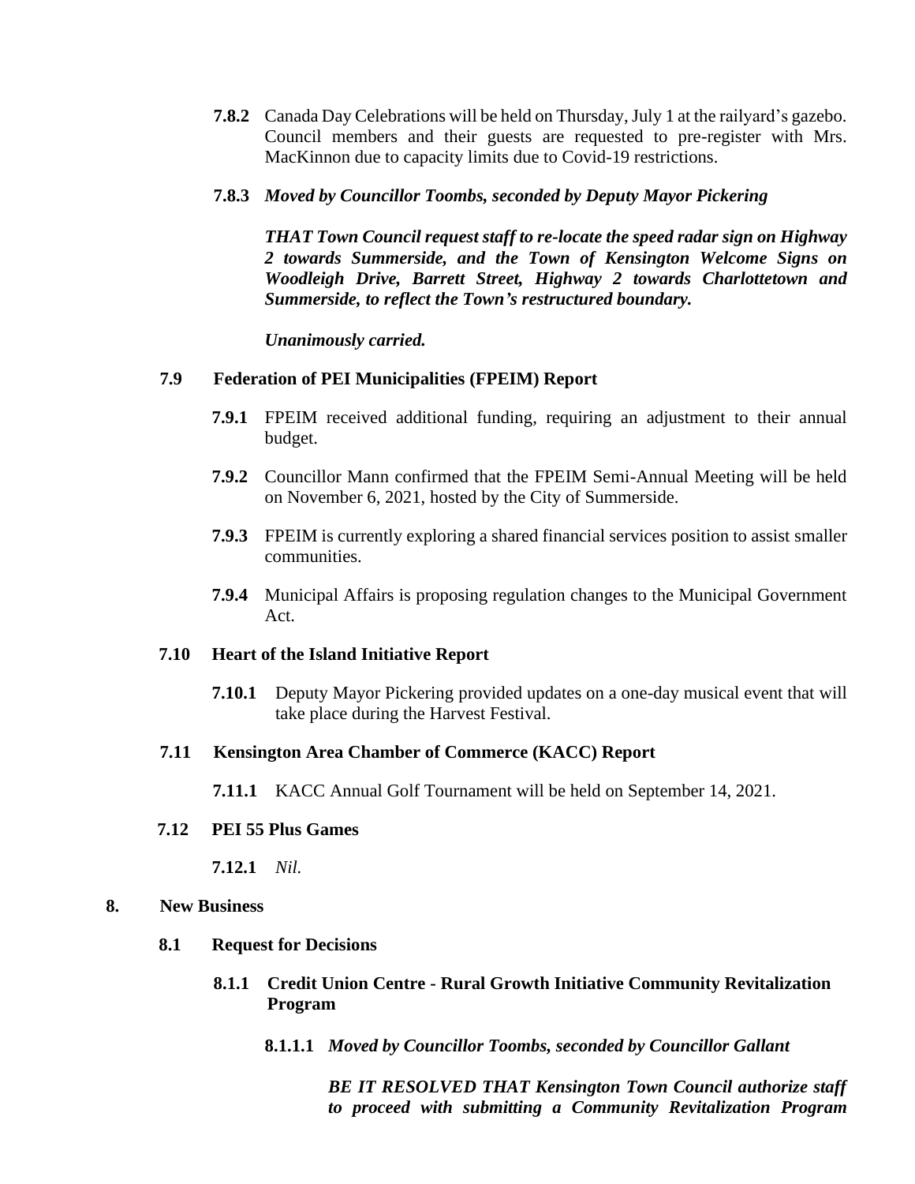**7.8.2** Canada Day Celebrations will be held on Thursday, July 1 at the railyard's gazebo. Council members and their guests are requested to pre-register with Mrs. MacKinnon due to capacity limits due to Covid-19 restrictions.

**7.8.3** ***Moved by Councillor Toombs, seconded by Deputy Mayor Pickering***

***THAT Town Council request staff to re-locate the speed radar sign on Highway 2 towards Summerside, and the Town of Kensington Welcome Signs on Woodleigh Drive, Barrett Street, Highway 2 towards Charlottetown and Summerside, to reflect the Town's restructured boundary.***

***Unanimously carried.***

### 7.9 Federation of PEI Municipalities (FPEIM) Report

**7.9.1** FPEIM received additional funding, requiring an adjustment to their annual budget.

**7.9.2** Councillor Mann confirmed that the FPEIM Semi-Annual Meeting will be held on November 6, 2021, hosted by the City of Summerside.

**7.9.3** FPEIM is currently exploring a shared financial services position to assist smaller communities.

**7.9.4** Municipal Affairs is proposing regulation changes to the Municipal Government Act.

### 7.10 Heart of the Island Initiative Report

**7.10.1** Deputy Mayor Pickering provided updates on a one-day musical event that will take place during the Harvest Festival.

### 7.11 Kensington Area Chamber of Commerce (KACC) Report

**7.11.1** KACC Annual Golf Tournament will be held on September 14, 2021.

### 7.12 PEI 55 Plus Games

**7.12.1** *Nil.*

## 8. New Business

### 8.1 Request for Decisions

#### 8.1.1 Credit Union Centre - Rural Growth Initiative Community Revitalization Program

**8.1.1.1** ***Moved by Councillor Toombs, seconded by Councillor Gallant***

***BE IT RESOLVED THAT Kensington Town Council authorize staff to proceed with submitting a Community Revitalization Program***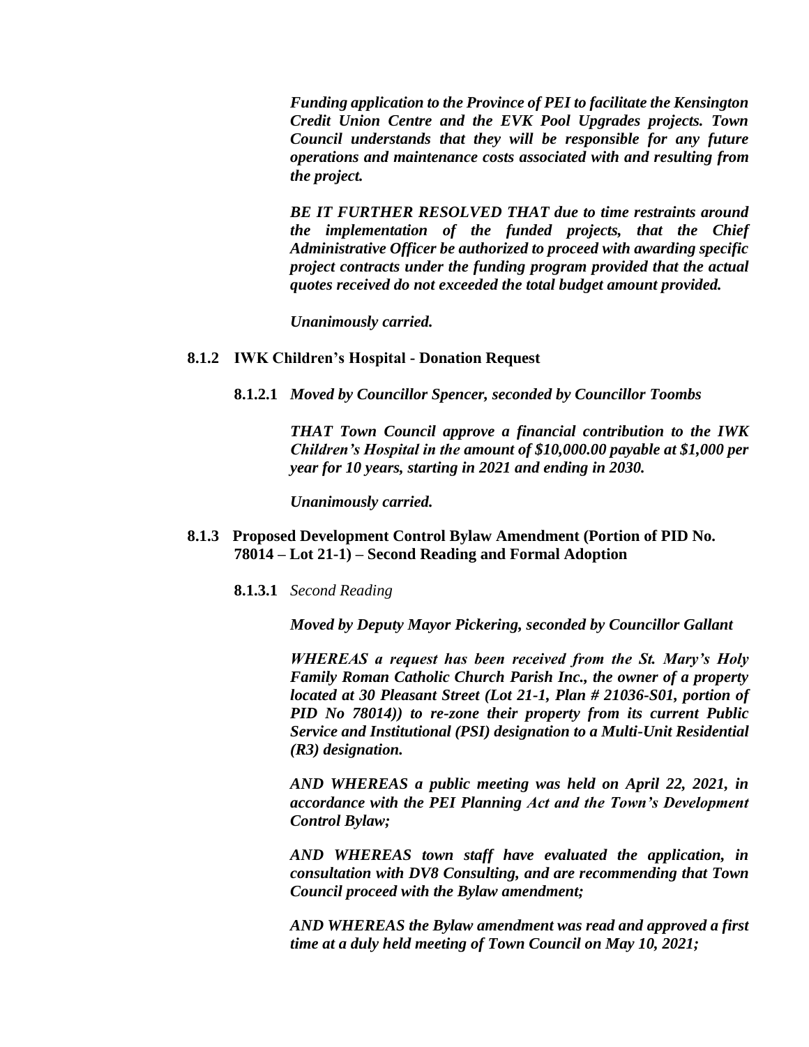*Funding application to the Province of PEI to facilitate the Kensington Credit Union Centre and the EVK Pool Upgrades projects. Town Council understands that they will be responsible for any future operations and maintenance costs associated with and resulting from the project.*

*BE IT FURTHER RESOLVED THAT due to time restraints around the implementation of the funded projects, that the Chief Administrative Officer be authorized to proceed with awarding specific project contracts under the funding program provided that the actual quotes received do not exceeded the total budget amount provided.*

*Unanimously carried.*

**8.1.2 IWK Children's Hospital - Donation Request**

**8.1.2.1** *Moved by Councillor Spencer, seconded by Councillor Toombs*

*THAT Town Council approve a financial contribution to the IWK Children's Hospital in the amount of $10,000.00 payable at $1,000 per year for 10 years, starting in 2021 and ending in 2030.*

*Unanimously carried.*

**8.1.3 Proposed Development Control Bylaw Amendment (Portion of PID No. 78014 – Lot 21-1) – Second Reading and Formal Adoption**

**8.1.3.1** *Second Reading*

*Moved by Deputy Mayor Pickering, seconded by Councillor Gallant*

*WHEREAS a request has been received from the St. Mary's Holy Family Roman Catholic Church Parish Inc., the owner of a property located at 30 Pleasant Street (Lot 21-1, Plan # 21036-S01, portion of PID No 78014)) to re-zone their property from its current Public Service and Institutional (PSI) designation to a Multi-Unit Residential (R3) designation.*

*AND WHEREAS a public meeting was held on April 22, 2021, in accordance with the PEI Planning Act and the Town's Development Control Bylaw;*

*AND WHEREAS town staff have evaluated the application, in consultation with DV8 Consulting, and are recommending that Town Council proceed with the Bylaw amendment;*

*AND WHEREAS the Bylaw amendment was read and approved a first time at a duly held meeting of Town Council on May 10, 2021;*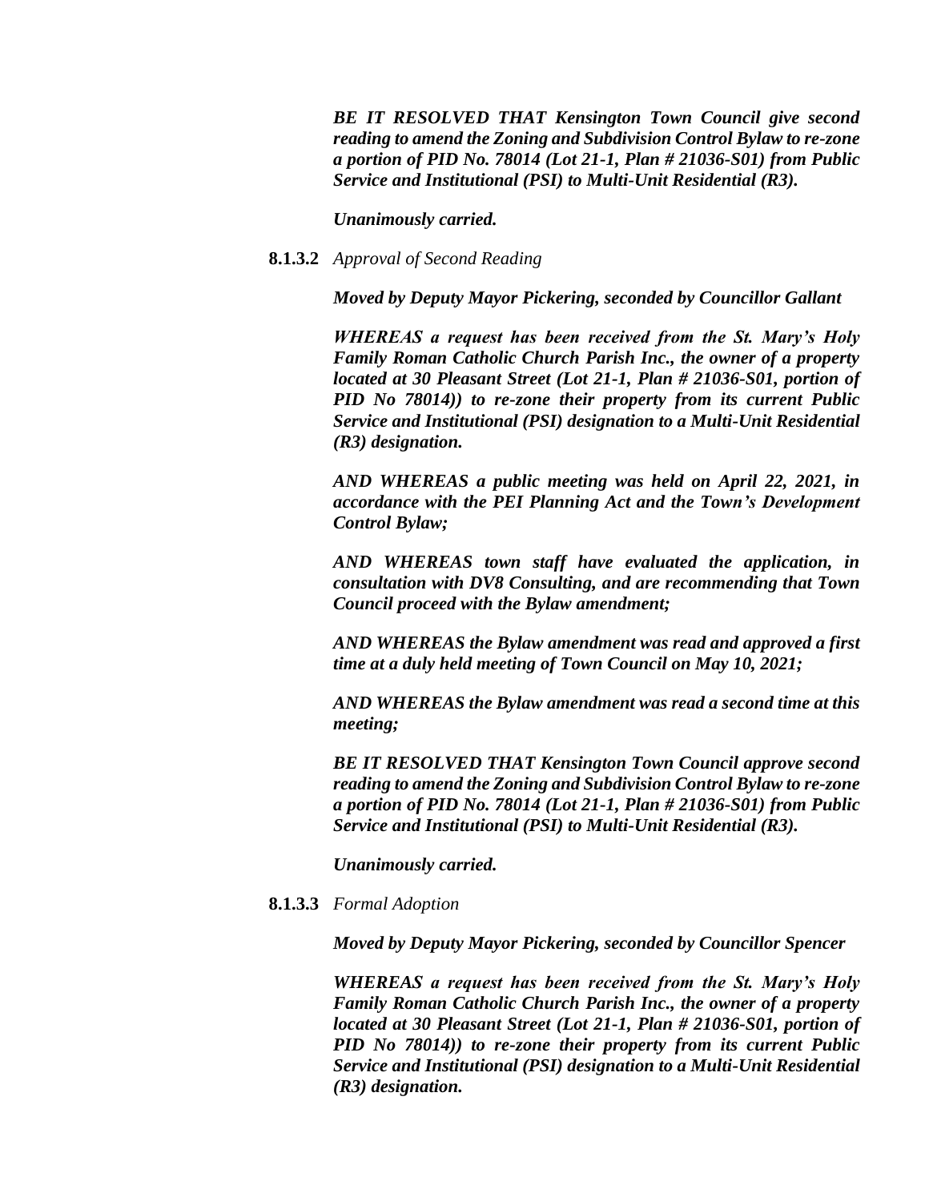***BE IT RESOLVED THAT Kensington Town Council give second reading to amend the Zoning and Subdivision Control Bylaw to re-zone a portion of PID No. 78014 (Lot 21-1, Plan # 21036-S01) from Public Service and Institutional (PSI) to Multi-Unit Residential (R3).***

***Unanimously carried.***

**8.1.3.2** *Approval of Second Reading*

***Moved by Deputy Mayor Pickering, seconded by Councillor Gallant***

***WHEREAS a request has been received from the St. Mary's Holy Family Roman Catholic Church Parish Inc., the owner of a property located at 30 Pleasant Street (Lot 21-1, Plan # 21036-S01, portion of PID No 78014)) to re-zone their property from its current Public Service and Institutional (PSI) designation to a Multi-Unit Residential (R3) designation.***

***AND WHEREAS a public meeting was held on April 22, 2021, in accordance with the PEI Planning Act and the Town's Development Control Bylaw;***

***AND WHEREAS town staff have evaluated the application, in consultation with DV8 Consulting, and are recommending that Town Council proceed with the Bylaw amendment;***

***AND WHEREAS the Bylaw amendment was read and approved a first time at a duly held meeting of Town Council on May 10, 2021;***

***AND WHEREAS the Bylaw amendment was read a second time at this meeting;***

***BE IT RESOLVED THAT Kensington Town Council approve second reading to amend the Zoning and Subdivision Control Bylaw to re-zone a portion of PID No. 78014 (Lot 21-1, Plan # 21036-S01) from Public Service and Institutional (PSI) to Multi-Unit Residential (R3).***

***Unanimously carried.***

**8.1.3.3** *Formal Adoption*

***Moved by Deputy Mayor Pickering, seconded by Councillor Spencer***

***WHEREAS a request has been received from the St. Mary's Holy Family Roman Catholic Church Parish Inc., the owner of a property located at 30 Pleasant Street (Lot 21-1, Plan # 21036-S01, portion of PID No 78014)) to re-zone their property from its current Public Service and Institutional (PSI) designation to a Multi-Unit Residential (R3) designation.***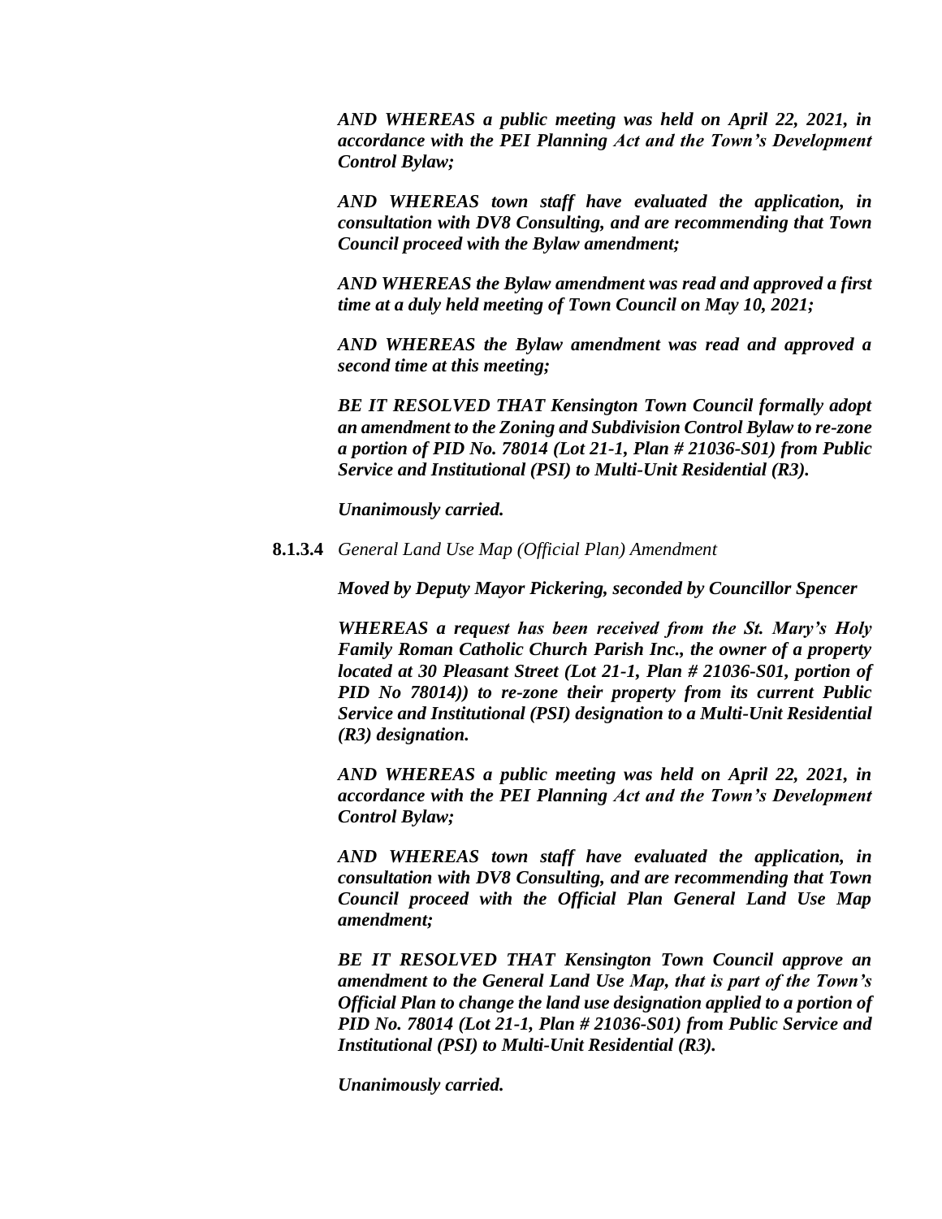***AND WHEREAS a public meeting was held on April 22, 2021, in accordance with the PEI Planning Act and the Town's Development Control Bylaw;***

***AND WHEREAS town staff have evaluated the application, in consultation with DV8 Consulting, and are recommending that Town Council proceed with the Bylaw amendment;***

***AND WHEREAS the Bylaw amendment was read and approved a first time at a duly held meeting of Town Council on May 10, 2021;***

***AND WHEREAS the Bylaw amendment was read and approved a second time at this meeting;***

***BE IT RESOLVED THAT Kensington Town Council formally adopt an amendment to the Zoning and Subdivision Control Bylaw to re-zone a portion of PID No. 78014 (Lot 21-1, Plan # 21036-S01) from Public Service and Institutional (PSI) to Multi-Unit Residential (R3).***

***Unanimously carried.***

**8.1.3.4** *General Land Use Map (Official Plan) Amendment*

***Moved by Deputy Mayor Pickering, seconded by Councillor Spencer***

***WHEREAS a request has been received from the St. Mary's Holy Family Roman Catholic Church Parish Inc., the owner of a property located at 30 Pleasant Street (Lot 21-1, Plan # 21036-S01, portion of PID No 78014)) to re-zone their property from its current Public Service and Institutional (PSI) designation to a Multi-Unit Residential (R3) designation.***

***AND WHEREAS a public meeting was held on April 22, 2021, in accordance with the PEI Planning Act and the Town's Development Control Bylaw;***

***AND WHEREAS town staff have evaluated the application, in consultation with DV8 Consulting, and are recommending that Town Council proceed with the Official Plan General Land Use Map amendment;***

***BE IT RESOLVED THAT Kensington Town Council approve an amendment to the General Land Use Map, that is part of the Town's Official Plan to change the land use designation applied to a portion of PID No. 78014 (Lot 21-1, Plan # 21036-S01) from Public Service and Institutional (PSI) to Multi-Unit Residential (R3).***

***Unanimously carried.***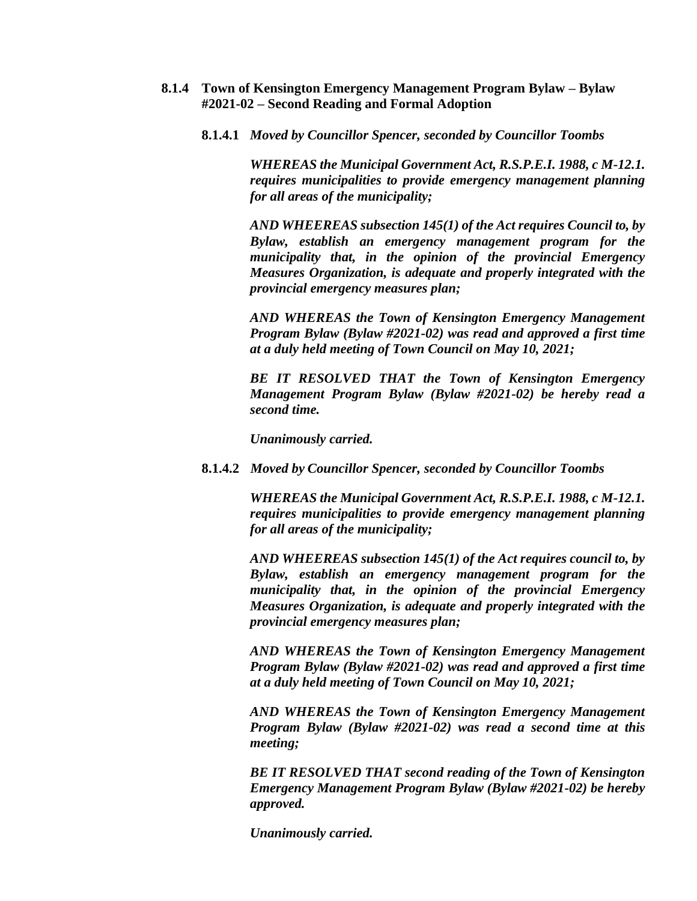**8.1.4 Town of Kensington Emergency Management Program Bylaw – Bylaw #2021-02 – Second Reading and Formal Adoption**

**8.1.4.1** ***Moved by Councillor Spencer, seconded by Councillor Toombs***

***WHEREAS the Municipal Government Act, R.S.P.E.I. 1988, c M-12.1. requires municipalities to provide emergency management planning for all areas of the municipality;***

***AND WHEEREAS subsection 145(1) of the Act requires Council to, by Bylaw, establish an emergency management program for the municipality that, in the opinion of the provincial Emergency Measures Organization, is adequate and properly integrated with the provincial emergency measures plan;***

***AND WHEREAS the Town of Kensington Emergency Management Program Bylaw (Bylaw #2021-02) was read and approved a first time at a duly held meeting of Town Council on May 10, 2021;***

***BE IT RESOLVED THAT the Town of Kensington Emergency Management Program Bylaw (Bylaw #2021-02) be hereby read a second time.***

***Unanimously carried.***

**8.1.4.2** ***Moved by Councillor Spencer, seconded by Councillor Toombs***

***WHEREAS the Municipal Government Act, R.S.P.E.I. 1988, c M-12.1. requires municipalities to provide emergency management planning for all areas of the municipality;***

***AND WHEEREAS subsection 145(1) of the Act requires council to, by Bylaw, establish an emergency management program for the municipality that, in the opinion of the provincial Emergency Measures Organization, is adequate and properly integrated with the provincial emergency measures plan;***

***AND WHEREAS the Town of Kensington Emergency Management Program Bylaw (Bylaw #2021-02) was read and approved a first time at a duly held meeting of Town Council on May 10, 2021;***

***AND WHEREAS the Town of Kensington Emergency Management Program Bylaw (Bylaw #2021-02) was read a second time at this meeting;***

***BE IT RESOLVED THAT second reading of the Town of Kensington Emergency Management Program Bylaw (Bylaw #2021-02) be hereby approved.***

***Unanimously carried.***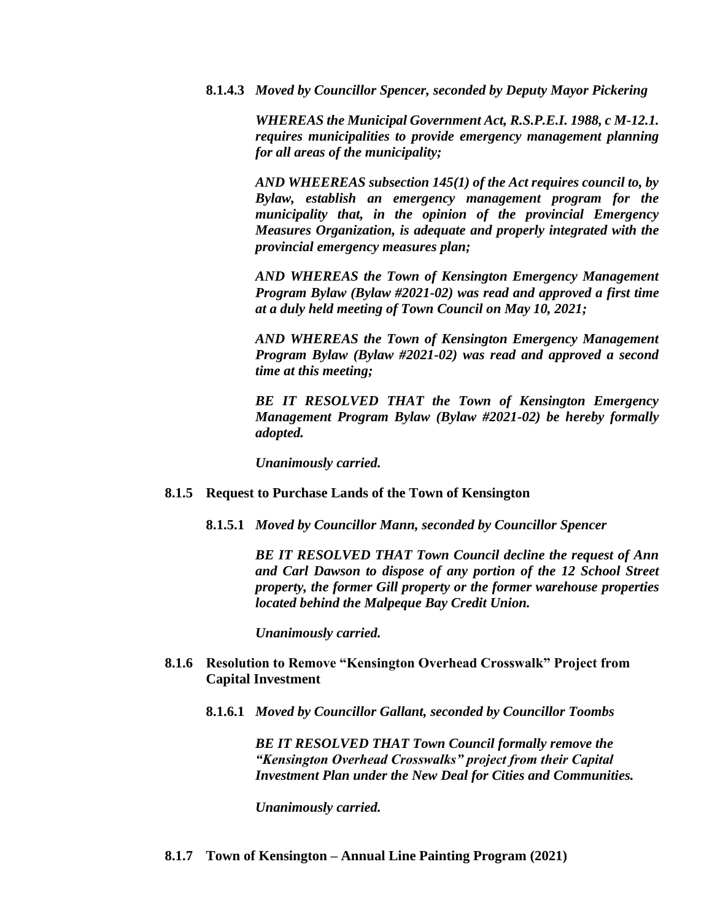**8.1.4.3** ***Moved by Councillor Spencer, seconded by Deputy Mayor Pickering***

***WHEREAS the Municipal Government Act, R.S.P.E.I. 1988, c M-12.1. requires municipalities to provide emergency management planning for all areas of the municipality;***

***AND WHEEREAS subsection 145(1) of the Act requires council to, by Bylaw, establish an emergency management program for the municipality that, in the opinion of the provincial Emergency Measures Organization, is adequate and properly integrated with the provincial emergency measures plan;***

***AND WHEREAS the Town of Kensington Emergency Management Program Bylaw (Bylaw #2021-02) was read and approved a first time at a duly held meeting of Town Council on May 10, 2021;***

***AND WHEREAS the Town of Kensington Emergency Management Program Bylaw (Bylaw #2021-02) was read and approved a second time at this meeting;***

***BE IT RESOLVED THAT the Town of Kensington Emergency Management Program Bylaw (Bylaw #2021-02) be hereby formally adopted.***

***Unanimously carried.***

**8.1.5 Request to Purchase Lands of the Town of Kensington**

**8.1.5.1** ***Moved by Councillor Mann, seconded by Councillor Spencer***

***BE IT RESOLVED THAT Town Council decline the request of Ann and Carl Dawson to dispose of any portion of the 12 School Street property, the former Gill property or the former warehouse properties located behind the Malpeque Bay Credit Union.***

***Unanimously carried.***

**8.1.6 Resolution to Remove "Kensington Overhead Crosswalk" Project from Capital Investment**

**8.1.6.1** ***Moved by Councillor Gallant, seconded by Councillor Toombs***

***BE IT RESOLVED THAT Town Council formally remove the "Kensington Overhead Crosswalks" project from their Capital Investment Plan under the New Deal for Cities and Communities.***

***Unanimously carried.***

**8.1.7 Town of Kensington – Annual Line Painting Program (2021)**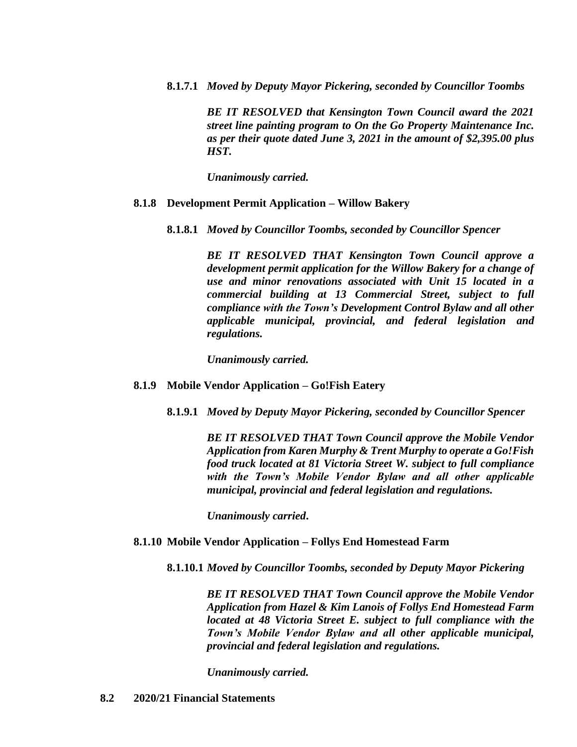**8.1.7.1** ***Moved by Deputy Mayor Pickering, seconded by Councillor Toombs***

***BE IT RESOLVED that Kensington Town Council award the 2021 street line painting program to On the Go Property Maintenance Inc. as per their quote dated June 3, 2021 in the amount of $2,395.00 plus HST.***

***Unanimously carried.***

**8.1.8 Development Permit Application – Willow Bakery**

**8.1.8.1** ***Moved by Councillor Toombs, seconded by Councillor Spencer***

***BE IT RESOLVED THAT Kensington Town Council approve a development permit application for the Willow Bakery for a change of use and minor renovations associated with Unit 15 located in a commercial building at 13 Commercial Street, subject to full compliance with the Town's Development Control Bylaw and all other applicable municipal, provincial, and federal legislation and regulations.***

***Unanimously carried.***

**8.1.9 Mobile Vendor Application – Go!Fish Eatery**

**8.1.9.1** ***Moved by Deputy Mayor Pickering, seconded by Councillor Spencer***

***BE IT RESOLVED THAT Town Council approve the Mobile Vendor Application from Karen Murphy & Trent Murphy to operate a Go!Fish food truck located at 81 Victoria Street W. subject to full compliance with the Town's Mobile Vendor Bylaw and all other applicable municipal, provincial and federal legislation and regulations.***

***Unanimously carried.***

**8.1.10 Mobile Vendor Application – Follys End Homestead Farm**

**8.1.10.1** ***Moved by Councillor Toombs, seconded by Deputy Mayor Pickering***

***BE IT RESOLVED THAT Town Council approve the Mobile Vendor Application from Hazel & Kim Lanois of Follys End Homestead Farm located at 48 Victoria Street E. subject to full compliance with the Town's Mobile Vendor Bylaw and all other applicable municipal, provincial and federal legislation and regulations.***

***Unanimously carried.***

**8.2 2020/21 Financial Statements**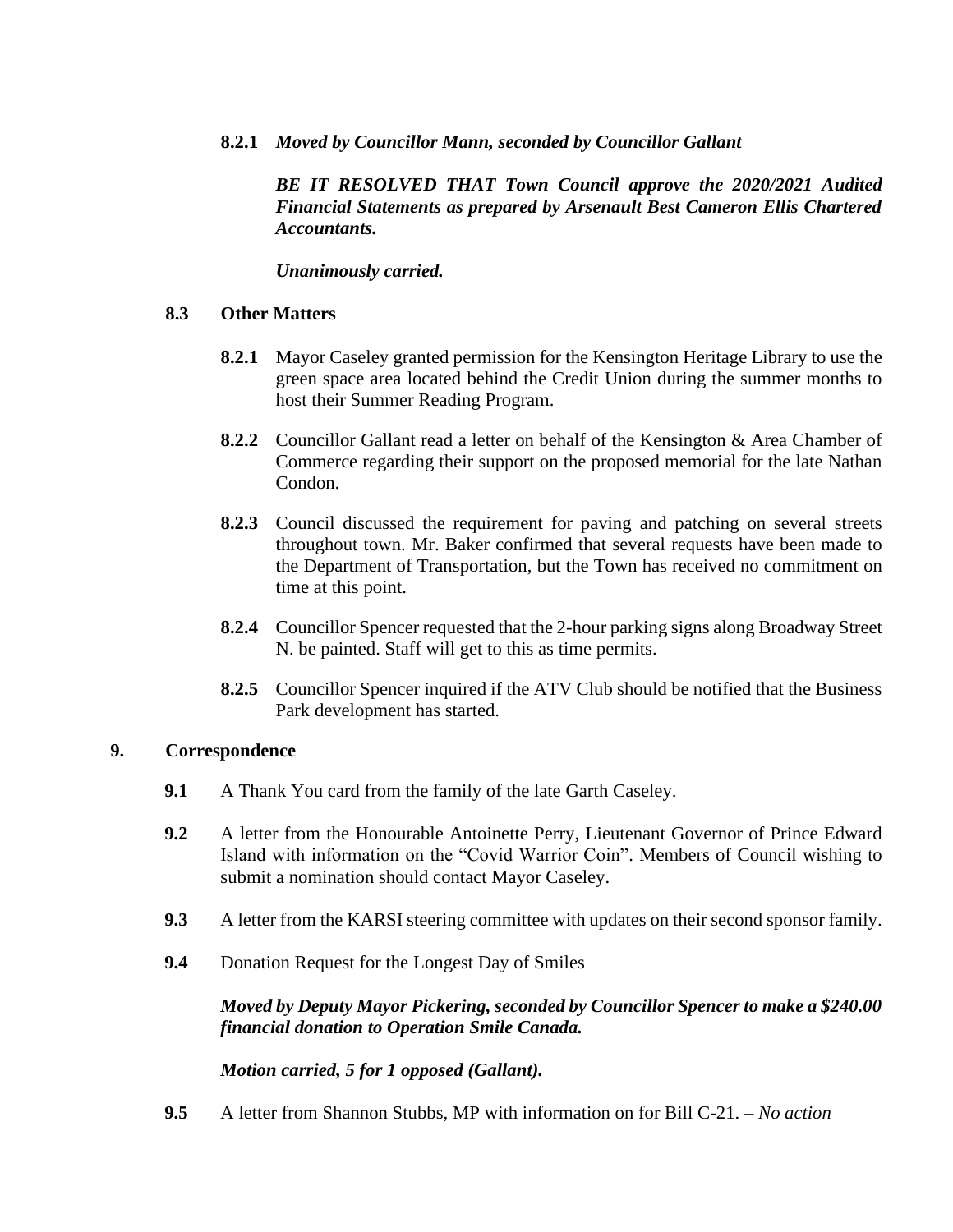**8.2.1** ***Moved by Councillor Mann, seconded by Councillor Gallant***

***BE IT RESOLVED THAT Town Council approve the 2020/2021 Audited Financial Statements as prepared by Arsenault Best Cameron Ellis Chartered Accountants.***

***Unanimously carried.***

**8.3 Other Matters**

**8.2.1** Mayor Caseley granted permission for the Kensington Heritage Library to use the green space area located behind the Credit Union during the summer months to host their Summer Reading Program.

**8.2.2** Councillor Gallant read a letter on behalf of the Kensington & Area Chamber of Commerce regarding their support on the proposed memorial for the late Nathan Condon.

**8.2.3** Council discussed the requirement for paving and patching on several streets throughout town. Mr. Baker confirmed that several requests have been made to the Department of Transportation, but the Town has received no commitment on time at this point.

**8.2.4** Councillor Spencer requested that the 2-hour parking signs along Broadway Street N. be painted. Staff will get to this as time permits.

**8.2.5** Councillor Spencer inquired if the ATV Club should be notified that the Business Park development has started.

**9. Correspondence**

**9.1** A Thank You card from the family of the late Garth Caseley.

**9.2** A letter from the Honourable Antoinette Perry, Lieutenant Governor of Prince Edward Island with information on the "Covid Warrior Coin". Members of Council wishing to submit a nomination should contact Mayor Caseley.

**9.3** A letter from the KARSI steering committee with updates on their second sponsor family.

**9.4** Donation Request for the Longest Day of Smiles

***Moved by Deputy Mayor Pickering, seconded by Councillor Spencer to make a $240.00 financial donation to Operation Smile Canada.***

***Motion carried, 5 for 1 opposed (Gallant).***

**9.5** A letter from Shannon Stubbs, MP with information on for Bill C-21. – *No action*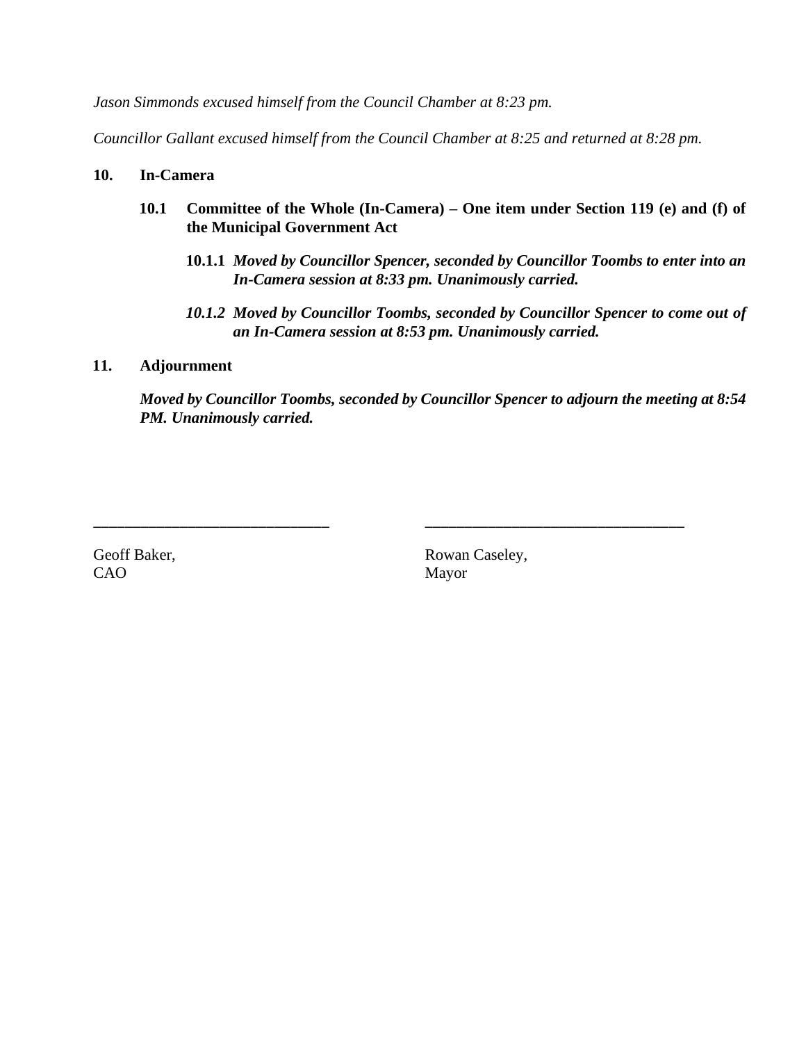*Jason Simmonds excused himself from the Council Chamber at 8:23 pm.*

*Councillor Gallant excused himself from the Council Chamber at 8:25 and returned at 8:28 pm.*

**10. In-Camera**

**10.1 Committee of the Whole (In-Camera) – One item under Section 119 (e) and (f) of the Municipal Government Act**

**10.1.1** ***Moved by Councillor Spencer, seconded by Councillor Toombs to enter into an In-Camera session at 8:33 pm. Unanimously carried.***

***10.1.2 Moved by Councillor Toombs, seconded by Councillor Spencer to come out of an In-Camera session at 8:53 pm. Unanimously carried.***

**11. Adjournment**

***Moved by Councillor Toombs, seconded by Councillor Spencer to adjourn the meeting at 8:54 PM. Unanimously carried.***

\_\_\_\_\_\_\_\_\_\_\_\_\_\_\_\_\_\_\_\_\_\_\_\_\_\_\_\_\_\_ \_\_\_\_\_\_\_\_\_\_\_\_\_\_\_\_\_\_\_\_\_\_\_\_\_\_\_\_\_\_\_\_\_

Geoff Baker,
CAO

Rowan Caseley,
Mayor